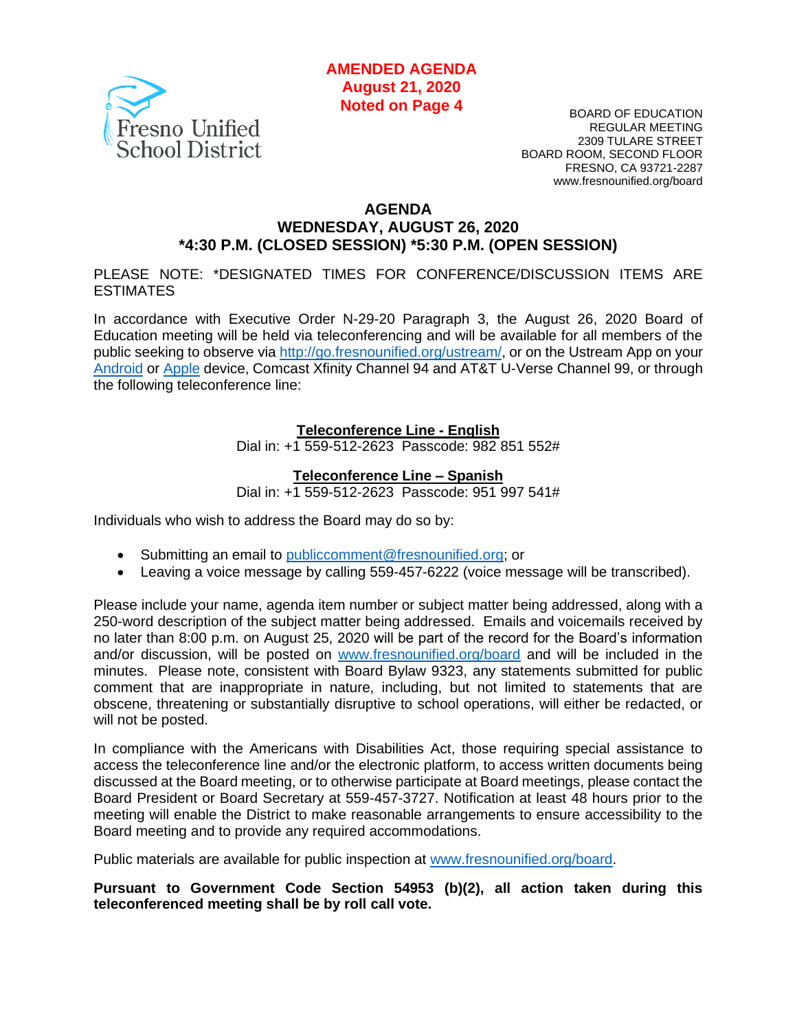**AMENDED AGENDA**
**August 21, 2020**
**Noted on Page 4**

Fresno Unified School District

BOARD OF EDUCATION
REGULAR MEETING
2309 TULARE STREET
BOARD ROOM, SECOND FLOOR
FRESNO, CA 93721-2287
www.fresnounified.org/board

# AGENDA
## WEDNESDAY, AUGUST 26, 2020
## *4:30 P.M. (CLOSED SESSION) *5:30 P.M. (OPEN SESSION)

PLEASE NOTE: *DESIGNATED TIMES FOR CONFERENCE/DISCUSSION ITEMS ARE ESTIMATES

In accordance with Executive Order N-29-20 Paragraph 3, the August 26, 2020 Board of Education meeting will be held via teleconferencing and will be available for all members of the public seeking to observe via http://go.fresnounified.org/ustream/, or on the Ustream App on your Android or Apple device, Comcast Xfinity Channel 94 and AT&T U-Verse Channel 99, or through the following teleconference line:

**Teleconference Line - English**
Dial in: +1 559-512-2623 Passcode: 982 851 552#

**Teleconference Line – Spanish**
Dial in: +1 559-512-2623 Passcode: 951 997 541#

Individuals who wish to address the Board may do so by:

- Submitting an email to publiccomment@fresnounified.org; or
- Leaving a voice message by calling 559-457-6222 (voice message will be transcribed).

Please include your name, agenda item number or subject matter being addressed, along with a 250-word description of the subject matter being addressed. Emails and voicemails received by no later than 8:00 p.m. on August 25, 2020 will be part of the record for the Board's information and/or discussion, will be posted on www.fresnounified.org/board and will be included in the minutes. Please note, consistent with Board Bylaw 9323, any statements submitted for public comment that are inappropriate in nature, including, but not limited to statements that are obscene, threatening or substantially disruptive to school operations, will either be redacted, or will not be posted.

In compliance with the Americans with Disabilities Act, those requiring special assistance to access the teleconference line and/or the electronic platform, to access written documents being discussed at the Board meeting, or to otherwise participate at Board meetings, please contact the Board President or Board Secretary at 559-457-3727. Notification at least 48 hours prior to the meeting will enable the District to make reasonable arrangements to ensure accessibility to the Board meeting and to provide any required accommodations.

Public materials are available for public inspection at www.fresnounified.org/board.

**Pursuant to Government Code Section 54953 (b)(2), all action taken during this teleconferenced meeting shall be by roll call vote.**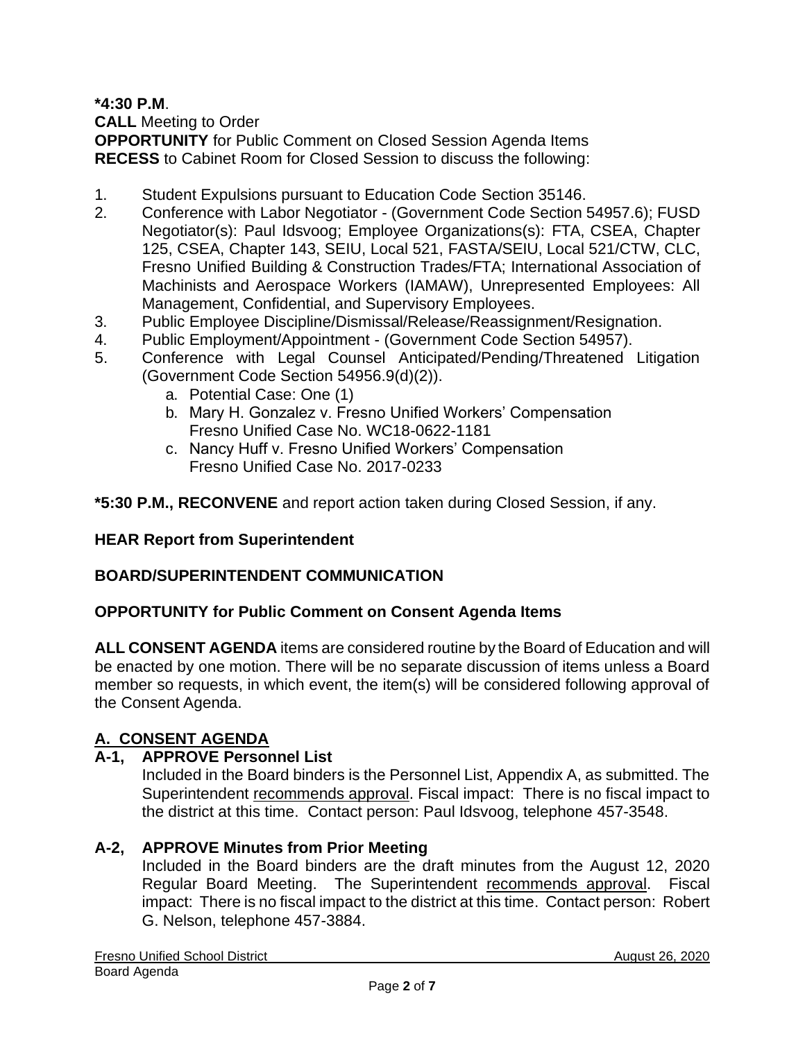**\*4:30 P.M**.
**CALL** Meeting to Order
**OPPORTUNITY** for Public Comment on Closed Session Agenda Items
**RECESS** to Cabinet Room for Closed Session to discuss the following:

1. Student Expulsions pursuant to Education Code Section 35146.
2. Conference with Labor Negotiator - (Government Code Section 54957.6); FUSD Negotiator(s): Paul Idsvoog; Employee Organizations(s): FTA, CSEA, Chapter 125, CSEA, Chapter 143, SEIU, Local 521, FASTA/SEIU, Local 521/CTW, CLC, Fresno Unified Building & Construction Trades/FTA; International Association of Machinists and Aerospace Workers (IAMAW), Unrepresented Employees: All Management, Confidential, and Supervisory Employees.
3. Public Employee Discipline/Dismissal/Release/Reassignment/Resignation.
4. Public Employment/Appointment - (Government Code Section 54957).
5. Conference with Legal Counsel Anticipated/Pending/Threatened Litigation (Government Code Section 54956.9(d)(2)).
   a. Potential Case: One (1)
   b. Mary H. Gonzalez v. Fresno Unified Workers' Compensation Fresno Unified Case No. WC18-0622-1181
   c. Nancy Huff v. Fresno Unified Workers' Compensation Fresno Unified Case No. 2017-0233

**\*5:30 P.M., RECONVENE** and report action taken during Closed Session, if any.

**HEAR Report from Superintendent**

**BOARD/SUPERINTENDENT COMMUNICATION**

**OPPORTUNITY for Public Comment on Consent Agenda Items**

**ALL CONSENT AGENDA** items are considered routine by the Board of Education and will be enacted by one motion. There will be no separate discussion of items unless a Board member so requests, in which event, the item(s) will be considered following approval of the Consent Agenda.

## A. CONSENT AGENDA

### A-1, APPROVE Personnel List

Included in the Board binders is the Personnel List, Appendix A, as submitted. The Superintendent recommends approval. Fiscal impact: There is no fiscal impact to the district at this time. Contact person: Paul Idsvoog, telephone 457-3548.

### A-2, APPROVE Minutes from Prior Meeting

Included in the Board binders are the draft minutes from the August 12, 2020 Regular Board Meeting. The Superintendent recommends approval. Fiscal impact: There is no fiscal impact to the district at this time. Contact person: Robert G. Nelson, telephone 457-3884.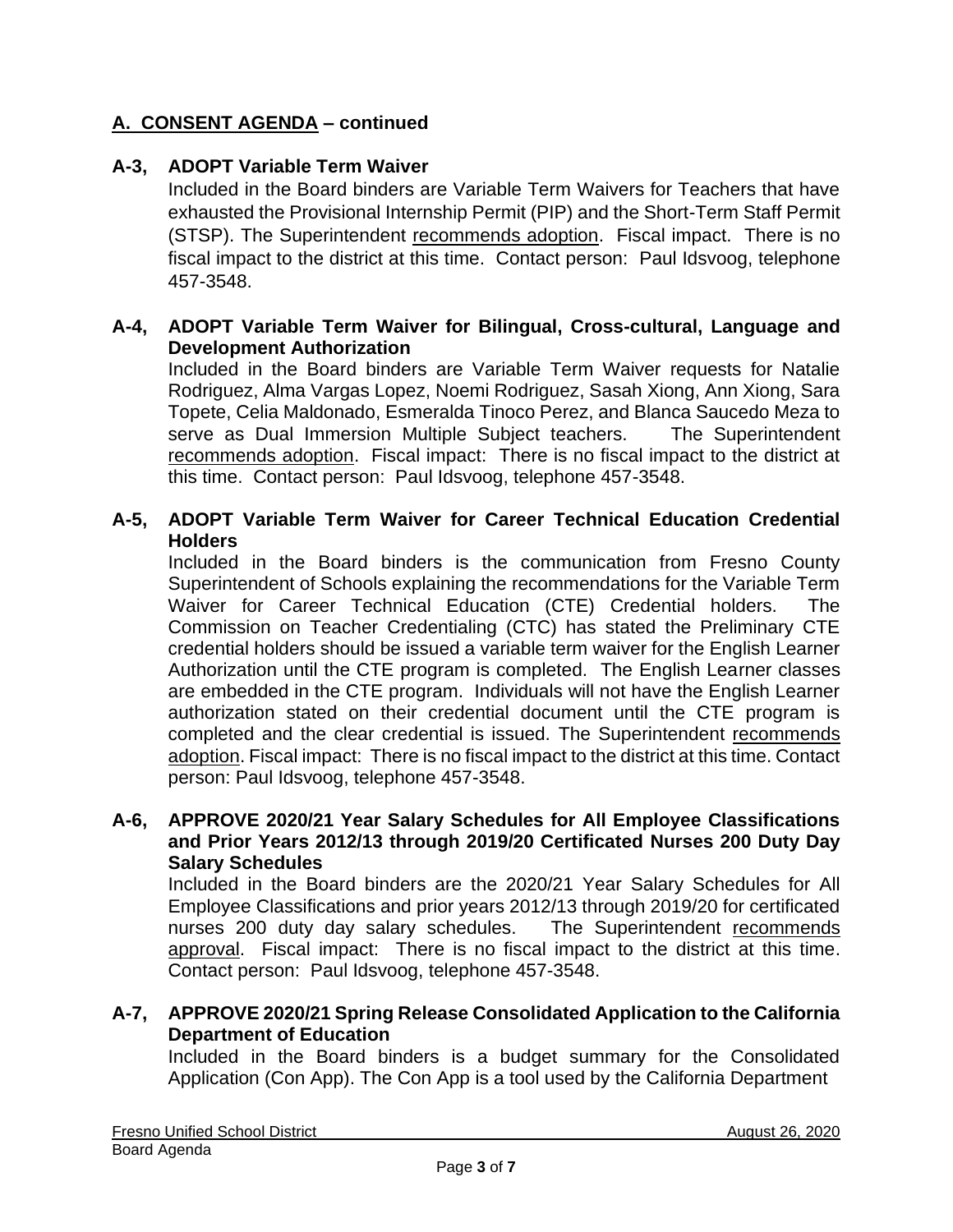## A. CONSENT AGENDA – continued

**A-3, ADOPT Variable Term Waiver**

Included in the Board binders are Variable Term Waivers for Teachers that have exhausted the Provisional Internship Permit (PIP) and the Short-Term Staff Permit (STSP). The Superintendent recommends adoption. Fiscal impact. There is no fiscal impact to the district at this time. Contact person: Paul Idsvoog, telephone 457-3548.

**A-4, ADOPT Variable Term Waiver for Bilingual, Cross-cultural, Language and Development Authorization**

Included in the Board binders are Variable Term Waiver requests for Natalie Rodriguez, Alma Vargas Lopez, Noemi Rodriguez, Sasah Xiong, Ann Xiong, Sara Topete, Celia Maldonado, Esmeralda Tinoco Perez, and Blanca Saucedo Meza to serve as Dual Immersion Multiple Subject teachers. The Superintendent recommends adoption. Fiscal impact: There is no fiscal impact to the district at this time. Contact person: Paul Idsvoog, telephone 457-3548.

**A-5, ADOPT Variable Term Waiver for Career Technical Education Credential Holders**

Included in the Board binders is the communication from Fresno County Superintendent of Schools explaining the recommendations for the Variable Term Waiver for Career Technical Education (CTE) Credential holders. The Commission on Teacher Credentialing (CTC) has stated the Preliminary CTE credential holders should be issued a variable term waiver for the English Learner Authorization until the CTE program is completed. The English Learner classes are embedded in the CTE program. Individuals will not have the English Learner authorization stated on their credential document until the CTE program is completed and the clear credential is issued. The Superintendent recommends adoption. Fiscal impact: There is no fiscal impact to the district at this time. Contact person: Paul Idsvoog, telephone 457-3548.

**A-6, APPROVE 2020/21 Year Salary Schedules for All Employee Classifications and Prior Years 2012/13 through 2019/20 Certificated Nurses 200 Duty Day Salary Schedules**

Included in the Board binders are the 2020/21 Year Salary Schedules for All Employee Classifications and prior years 2012/13 through 2019/20 for certificated nurses 200 duty day salary schedules. The Superintendent recommends approval. Fiscal impact: There is no fiscal impact to the district at this time. Contact person: Paul Idsvoog, telephone 457-3548.

**A-7, APPROVE 2020/21 Spring Release Consolidated Application to the California Department of Education**

Included in the Board binders is a budget summary for the Consolidated Application (Con App). The Con App is a tool used by the California Department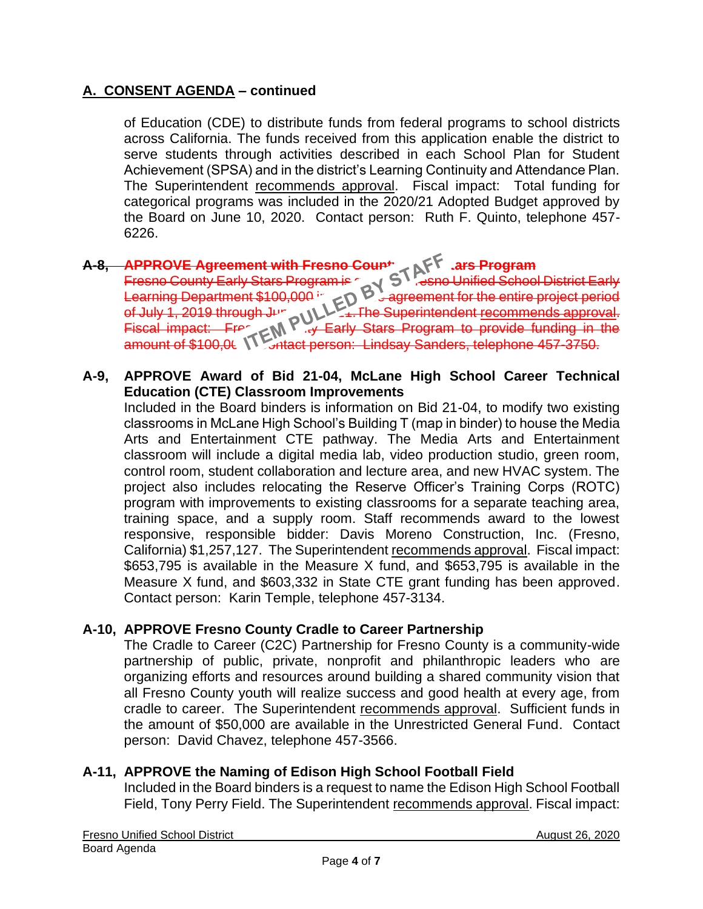## A. CONSENT AGENDA – continued

of Education (CDE) to distribute funds from federal programs to school districts across California. The funds received from this application enable the district to serve students through activities described in each School Plan for Student Achievement (SPSA) and in the district's Learning Continuity and Attendance Plan. The Superintendent recommends approval. Fiscal impact: Total funding for categorical programs was included in the 2020/21 Adopted Budget approved by the Board on June 10, 2020. Contact person: Ruth F. Quinto, telephone 457-6226.

~~**A-8, APPROVE Agreement with Fresno Count... ars Program**~~
~~Fresno County Early Stars Program is ... esno Unified School District Early Learning Department $100,000 i... agreement for the entire project period of July 1, 2019 through Ju... 1. The Superintendent recommends approval. Fiscal impact: Fre... y Early Stars Program to provide funding in the amount of $100,0... ntact person: Lindsay Sanders, telephone 457-3750.~~

ITEM PULLED BY STAFF

**A-9, APPROVE Award of Bid 21-04, McLane High School Career Technical Education (CTE) Classroom Improvements**
Included in the Board binders is information on Bid 21-04, to modify two existing classrooms in McLane High School's Building T (map in binder) to house the Media Arts and Entertainment CTE pathway. The Media Arts and Entertainment classroom will include a digital media lab, video production studio, green room, control room, student collaboration and lecture area, and new HVAC system. The project also includes relocating the Reserve Officer's Training Corps (ROTC) program with improvements to existing classrooms for a separate teaching area, training space, and a supply room. Staff recommends award to the lowest responsive, responsible bidder: Davis Moreno Construction, Inc. (Fresno, California) $1,257,127. The Superintendent recommends approval. Fiscal impact: $653,795 is available in the Measure X fund, and $653,795 is available in the Measure X fund, and $603,332 in State CTE grant funding has been approved. Contact person: Karin Temple, telephone 457-3134.

**A-10, APPROVE Fresno County Cradle to Career Partnership**
The Cradle to Career (C2C) Partnership for Fresno County is a community-wide partnership of public, private, nonprofit and philanthropic leaders who are organizing efforts and resources around building a shared community vision that all Fresno County youth will realize success and good health at every age, from cradle to career. The Superintendent recommends approval. Sufficient funds in the amount of $50,000 are available in the Unrestricted General Fund. Contact person: David Chavez, telephone 457-3566.

**A-11, APPROVE the Naming of Edison High School Football Field**
Included in the Board binders is a request to name the Edison High School Football Field, Tony Perry Field. The Superintendent recommends approval. Fiscal impact: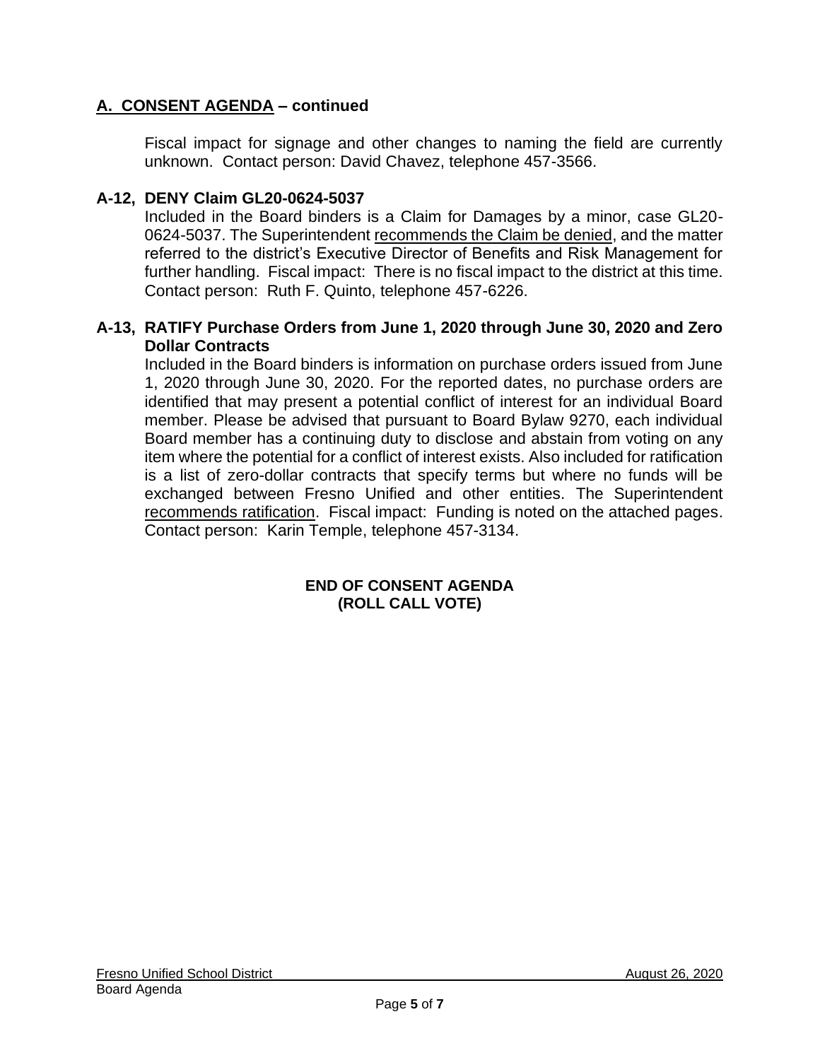## A. CONSENT AGENDA – continued

Fiscal impact for signage and other changes to naming the field are currently unknown. Contact person: David Chavez, telephone 457-3566.

**A-12, DENY Claim GL20-0624-5037**

Included in the Board binders is a Claim for Damages by a minor, case GL20-0624-5037. The Superintendent recommends the Claim be denied, and the matter referred to the district's Executive Director of Benefits and Risk Management for further handling. Fiscal impact: There is no fiscal impact to the district at this time. Contact person: Ruth F. Quinto, telephone 457-6226.

**A-13, RATIFY Purchase Orders from June 1, 2020 through June 30, 2020 and Zero Dollar Contracts**

Included in the Board binders is information on purchase orders issued from June 1, 2020 through June 30, 2020. For the reported dates, no purchase orders are identified that may present a potential conflict of interest for an individual Board member. Please be advised that pursuant to Board Bylaw 9270, each individual Board member has a continuing duty to disclose and abstain from voting on any item where the potential for a conflict of interest exists. Also included for ratification is a list of zero-dollar contracts that specify terms but where no funds will be exchanged between Fresno Unified and other entities. The Superintendent recommends ratification. Fiscal impact: Funding is noted on the attached pages. Contact person: Karin Temple, telephone 457-3134.

**END OF CONSENT AGENDA**
**(ROLL CALL VOTE)**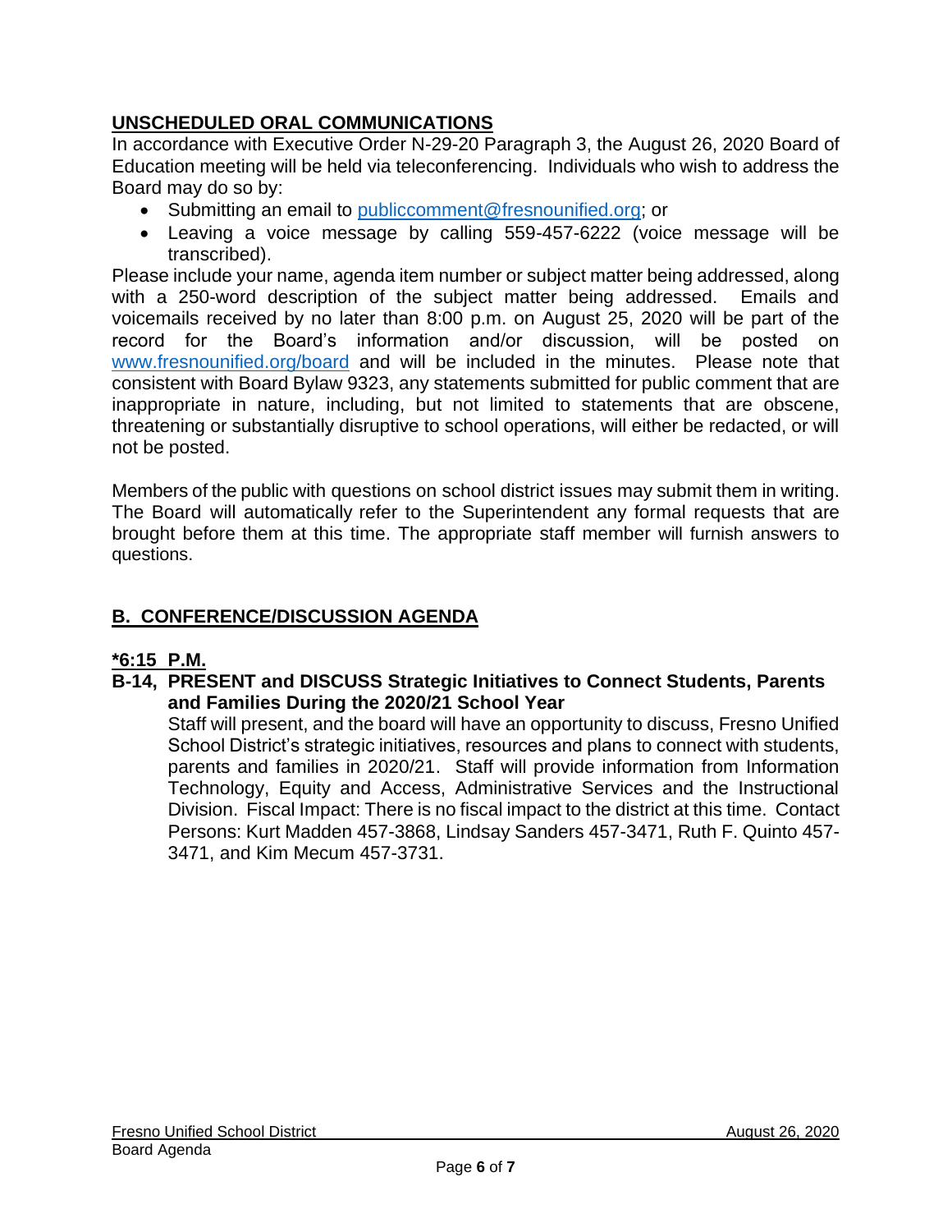## UNSCHEDULED ORAL COMMUNICATIONS

In accordance with Executive Order N-29-20 Paragraph 3, the August 26, 2020 Board of Education meeting will be held via teleconferencing. Individuals who wish to address the Board may do so by:

- Submitting an email to publiccomment@fresnounified.org; or
- Leaving a voice message by calling 559-457-6222 (voice message will be transcribed).

Please include your name, agenda item number or subject matter being addressed, along with a 250-word description of the subject matter being addressed. Emails and voicemails received by no later than 8:00 p.m. on August 25, 2020 will be part of the record for the Board's information and/or discussion, will be posted on www.fresnounified.org/board and will be included in the minutes. Please note that consistent with Board Bylaw 9323, any statements submitted for public comment that are inappropriate in nature, including, but not limited to statements that are obscene, threatening or substantially disruptive to school operations, will either be redacted, or will not be posted.

Members of the public with questions on school district issues may submit them in writing. The Board will automatically refer to the Superintendent any formal requests that are brought before them at this time. The appropriate staff member will furnish answers to questions.

## B. CONFERENCE/DISCUSSION AGENDA

**\*6:15 P.M.**

**B-14, PRESENT and DISCUSS Strategic Initiatives to Connect Students, Parents and Families During the 2020/21 School Year**

Staff will present, and the board will have an opportunity to discuss, Fresno Unified School District's strategic initiatives, resources and plans to connect with students, parents and families in 2020/21. Staff will provide information from Information Technology, Equity and Access, Administrative Services and the Instructional Division. Fiscal Impact: There is no fiscal impact to the district at this time. Contact Persons: Kurt Madden 457-3868, Lindsay Sanders 457-3471, Ruth F. Quinto 457-3471, and Kim Mecum 457-3731.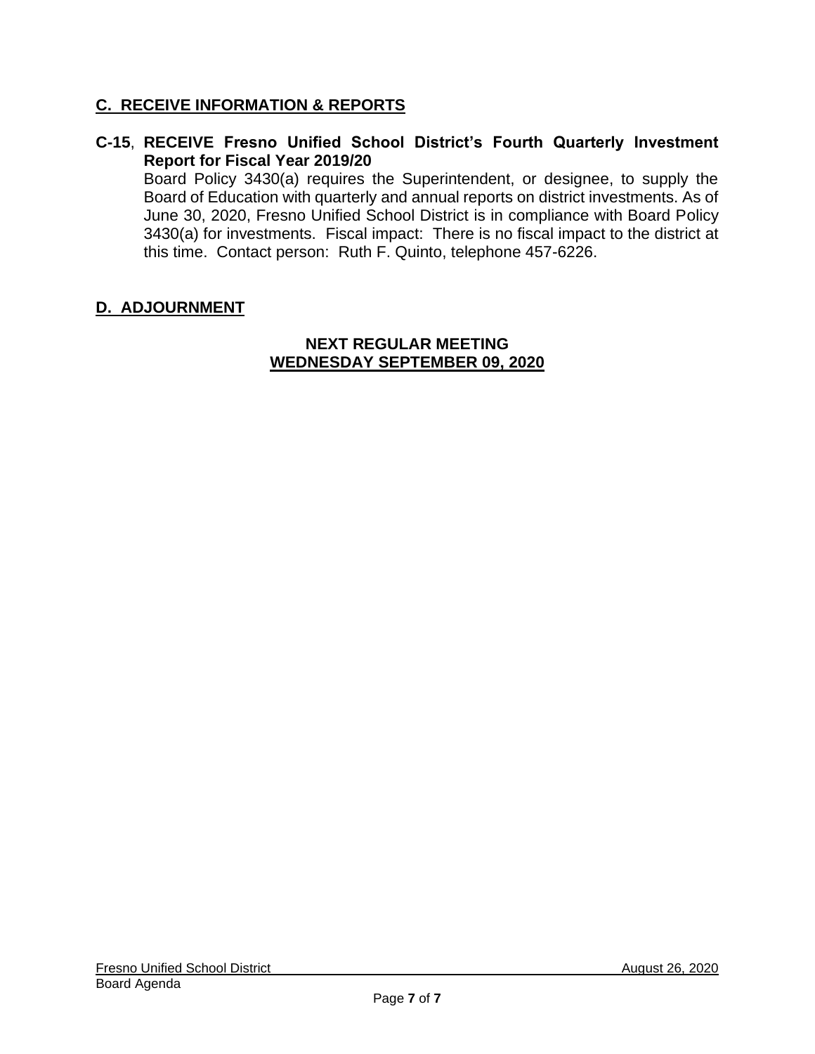## C. RECEIVE INFORMATION & REPORTS

**C-15**, **RECEIVE Fresno Unified School District's Fourth Quarterly Investment Report for Fiscal Year 2019/20**

Board Policy 3430(a) requires the Superintendent, or designee, to supply the Board of Education with quarterly and annual reports on district investments. As of June 30, 2020, Fresno Unified School District is in compliance with Board Policy 3430(a) for investments. Fiscal impact: There is no fiscal impact to the district at this time. Contact person: Ruth F. Quinto, telephone 457-6226.

## D. ADJOURNMENT

**NEXT REGULAR MEETING**
**WEDNESDAY SEPTEMBER 09, 2020**